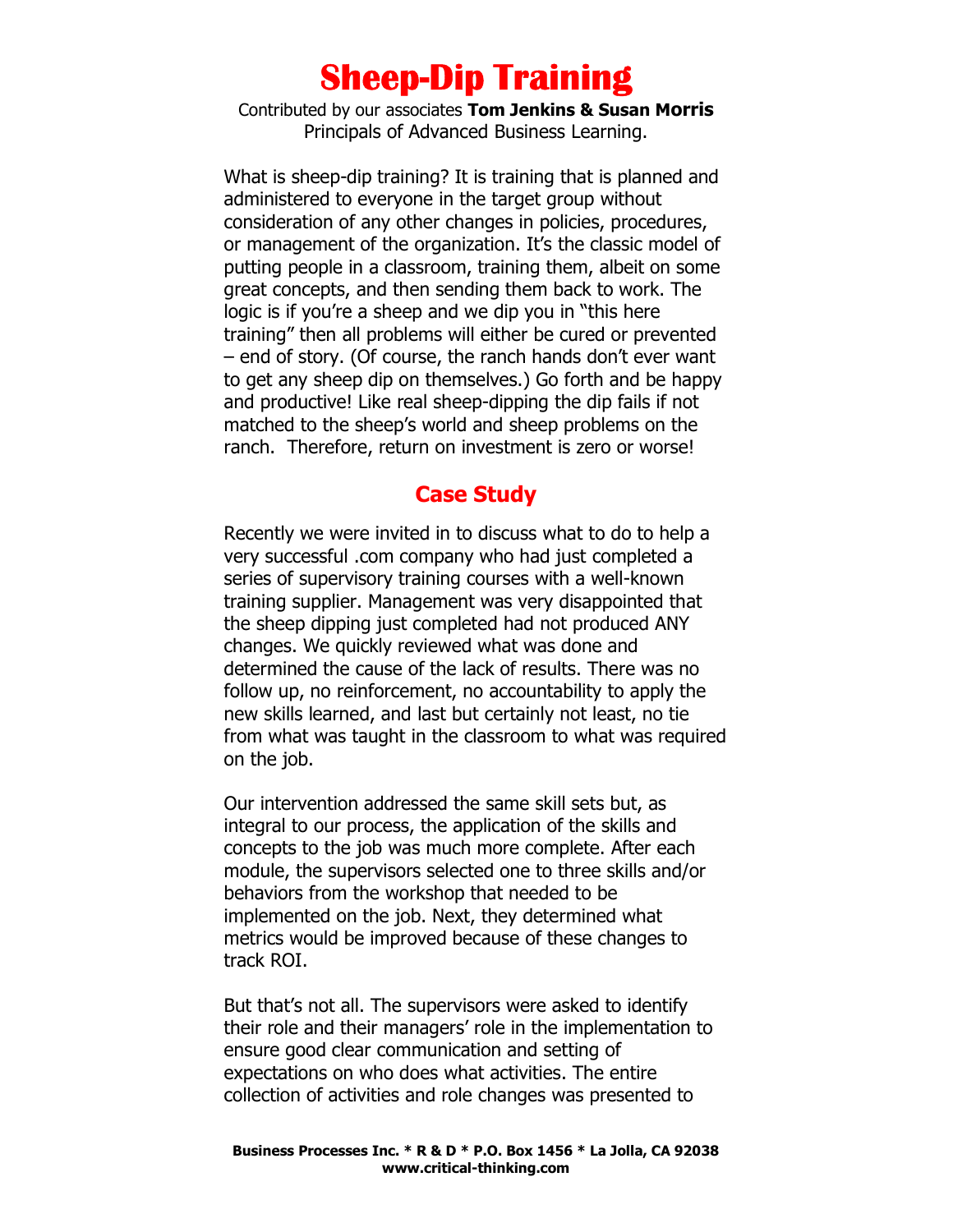# Sheep-Dip Training

Contributed by our associates **Tom Jenkins & Susan Morris**
Principals of Advanced Business Learning.

What is sheep-dip training? It is training that is planned and administered to everyone in the target group without consideration of any other changes in policies, procedures, or management of the organization. It's the classic model of putting people in a classroom, training them, albeit on some great concepts, and then sending them back to work. The logic is if you're a sheep and we dip you in "this here training" then all problems will either be cured or prevented – end of story. (Of course, the ranch hands don't ever want to get any sheep dip on themselves.) Go forth and be happy and productive! Like real sheep-dipping the dip fails if not matched to the sheep's world and sheep problems on the ranch. Therefore, return on investment is zero or worse!

## Case Study

Recently we were invited in to discuss what to do to help a very successful .com company who had just completed a series of supervisory training courses with a well-known training supplier. Management was very disappointed that the sheep dipping just completed had not produced ANY changes. We quickly reviewed what was done and determined the cause of the lack of results. There was no follow up, no reinforcement, no accountability to apply the new skills learned, and last but certainly not least, no tie from what was taught in the classroom to what was required on the job.

Our intervention addressed the same skill sets but, as integral to our process, the application of the skills and concepts to the job was much more complete. After each module, the supervisors selected one to three skills and/or behaviors from the workshop that needed to be implemented on the job. Next, they determined what metrics would be improved because of these changes to track ROI.

But that's not all. The supervisors were asked to identify their role and their managers' role in the implementation to ensure good clear communication and setting of expectations on who does what activities. The entire collection of activities and role changes was presented to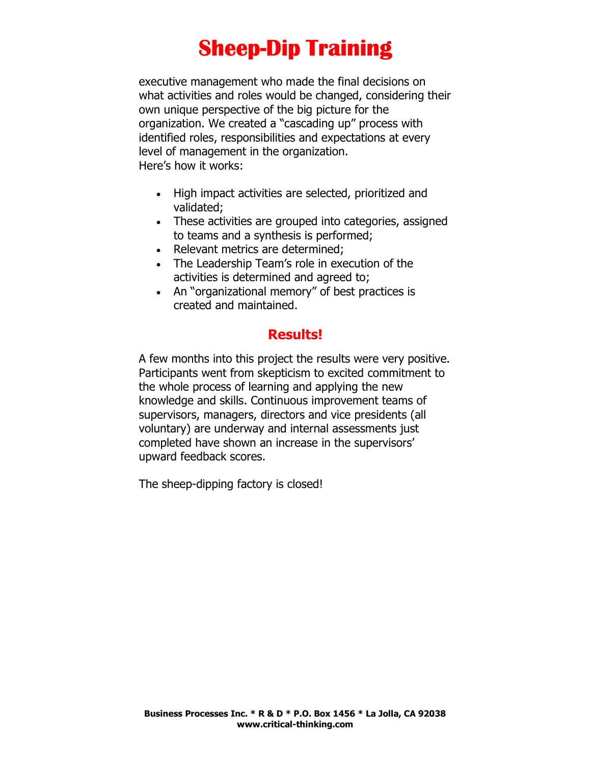executive management who made the final decisions on what activities and roles would be changed, considering their own unique perspective of the big picture for the organization. We created a "cascading up" process with identified roles, responsibilities and expectations at every level of management in the organization.
Here's how it works:

- High impact activities are selected, prioritized and validated;
- These activities are grouped into categories, assigned to teams and a synthesis is performed;
- Relevant metrics are determined;
- The Leadership Team's role in execution of the activities is determined and agreed to;
- An "organizational memory" of best practices is created and maintained.

## Results!

A few months into this project the results were very positive. Participants went from skepticism to excited commitment to the whole process of learning and applying the new knowledge and skills. Continuous improvement teams of supervisors, managers, directors and vice presidents (all voluntary) are underway and internal assessments just completed have shown an increase in the supervisors' upward feedback scores.

The sheep-dipping factory is closed!